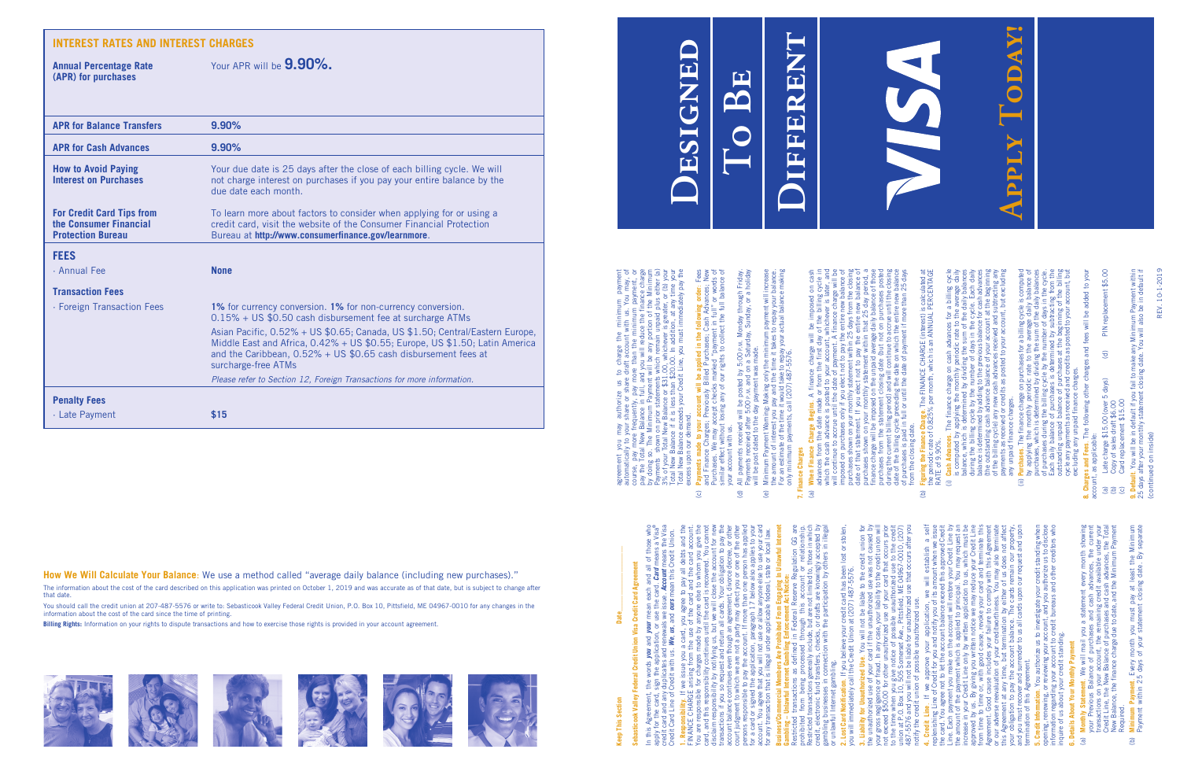## INTEREST RATES AND INTEREST CHARGES

| | |
|---|---|
| **Annual Percentage Rate (APR) for purchases** | Your APR will be **9.90%.** |
| **APR for Balance Transfers** | **9.90%** |
| **APR for Cash Advances** | **9.90%** |
| **How to Avoid Paying Interest on Purchases** | Your due date is 25 days after the close of each billing cycle. We will not charge interest on purchases if you pay your entire balance by the due date each month. |
| **For Credit Card Tips from the Consumer Financial Protection Bureau** | To learn more about factors to consider when applying for or using a credit card, visit the website of the Consumer Financial Protection Bureau at **http://www.consumerfinance.gov/learnmore**. |
| **FEES** | |
| · Annual Fee | **None** |
| **Transaction Fees** | |
| · Foreign Transaction Fees | **1%** for currency conversion. **1%** for non-currency conversion. 0.15% + US $0.50 cash disbursement fee at surcharge ATMs. Asian Pacific, 0.52% + US $0.65; Canada, US $1.50; Central/Eastern Europe, Middle East and Africa, 0.42% + US $0.55; Europe, US $1.50; Latin America and the Caribbean, 0.52% + US $0.65 cash disbursement fees at surcharge-free ATMs. *Please refer to Section 12, Foreign Transactions for more information.* |
| **Penalty Fees** | |
| · Late Payment | **$15** |

**How We Will Calculate Your Balance**: We use a method called "average daily balance (including new purchases)."

The information about the cost of the card described on this application was printed on October 1, 2019 and was accurate as of that date, but is subject to change after that date.

You should call the credit union at 207-487-5576 or write to: Sebasticook Valley Federal Credit Union, P.O. Box 10, Pittsfield, ME 04967-0010 for any changes in the information about the cost of the card since the time of printing.

**Billing Rights:** Information on your rights to dispute transactions and how to exercise those rights is provided in your account agreement.

**Keep This Section** Date\_\_\_\_\_\_\_\_\_\_

### Sebasticook Valley Federal Credit Union Visa Credit Card Agreement

In this Agreement, the words *you* and *your* mean each and all of those who apply for the card, sign the application, or use the card. *Card* means a Visa® credit card and any duplicates and renewals we issue. *Account* means the Visa Credit Card Line of Credit with us. *We*, *us*, and *ours* mean the Credit Union.

**1. Responsibility.** If we issue you a card, you agree to pay all debts and the FINANCE CHARGE arising from the use of the card and the card account. You are responsible for charges made by anyone else to whom you give the card, and this responsibility continues until the card is recovered. You cannot disclaim responsibility by notifying us, but we will close the account for new transactions if you so request and return all cards. Your obligation to pay the account balance continues even though an agreement, divorce decree, or other court judgment to which we are not a party may direct you or one of the other persons responsible to pay the account. If more than one person has applied for a card or signed the application, paragraph 17 below also applies to your account. You agree that you will not use or allow anyone else to use your card for any transaction that is illegal under applicable federal, state or local law.

**Business/Commercial Members Are Prohibited From Engaging In Unlawful Internet Gambling – Unlawful Internet Gambling Enforcement Act Notice:** Restricted transactions as defined in Federal Reserve Regulation GG are prohibited from being processed through this account or relationship. Restricted transactions generally include, but are not limited to, those in which credit, electronic fund transfers, checks, or drafts are knowingly accepted by gambling businesses in connection with the participation by others in illegal or unlawful Internet gambling.

**2. Lost Card Notification.** If you believe your credit card has been lost or stolen, you will immediately call the Credit Union at (207) 487-5576.

**3. Liability for Unauthorized Use.** You will not be liable to the credit union for the unauthorized use of your card if the unauthorized use was not caused by your gross negligence or fraud. In any case, your liability to the credit union will not exceed $50.00 for other unauthorized use of your card that occurs prior to the time when you give notice of possible unauthorized use to the credit union at P.O. Box 10, 505 Somerset Ave., Pittsfield, ME 04967-0010, (207) 487-5576 and you will not be liable for unauthorized use that occurs after you notify the credit union of possible unauthorized use.

**4. Credit Line.** If we approve your application, we will establish a self replenishing Line of Credit for you and notify you of its amount when we issue the card. You agree not to let the account balance exceed this approved Credit Line. Each payment you make on the account will restore your Credit Line by the amount of the payment which is applied to principal. You may request an increase in your Credit Line only by written application to us, which must be approved by us. By giving you written notice we may reduce your Credit Line from time to time or, with good cause, revoke your card and terminate this Agreement. Good cause includes your failure to comply with this Agreement or our adverse reevaluation of your creditworthiness. You may also terminate this Agreement at any time, but termination by either of us does not affect your obligation to pay the account balance. The cards remain our property, and you must recover and surrender to us all cards upon our request and upon termination of this Agreement.

**5. Credit Information.** You authorize us to investigate your credit standing when opening or reviewing your account, and you authorize us to disclose information regarding your account to credit bureaus and other creditors who inquire of us about your credit standing.

**6. Details About Your Monthly Payment**

(a) **Monthly Statement.** We will mail you a statement every month showing your Previous Balance of purchases and cash advances, the current transactions on your account, the remaining credit available under your Credit Line, the New Balance of purchases and cash advances, the Total New Balance, the finance charge due to date, and the Minimum Payment Required.

(b) **Minimum Payment.** Every month you must pay at least the Minimum Payment within 25 days of your statement closing date. By separate agreement you may authorize us to charge the minimum payment automatically to your share or share draft account with us. You may, of course, pay more frequently, pay more than the minimum payment, or pay the Total New Balance in full, and you will reduce the finance charge by doing so. The Minimum Payment will be (a) any portion of the Minimum Payments shown on prior statements which remain unpaid plus either (a) 3% of your Total New Balance or $31.00, whichever is greater, or (b) your Total New Balance if it is less than $20.00. In addition, at any time your Total New Balance exceeds your Credit Line, you must immediately pay the excess upon our demand.

(c) **Payments made to your account will be applied in the following order**: Fees and Finance Charges, Previously Billed Purchases, Cash Advances, New Purchases. We may accept checks marked "payment in full" or words of similar effect without losing any of our rights to collect the full balance of your account with us.

(d) All payments received will be posted by 5:00 P.M. Monday through Friday. Payments received after 5:00 P.M. and on a Saturday, Sunday, or a holiday will be post dated to the day payment was made.

(e) Minimum Payment Warning: Making only the minimum payment will increase the amount of interest you pay and the time it takes to repay your balance. For an estimate of the time it would take to repay your actual balance making only minimum payments, call (207) 487-5576.

**7. Finance Charges**

(a) **When Finance Charge Begins.** A finance charge will be imposed on cash advances from the date made or from the first day of the billing cycle in which the cash advance is posted to your account, whichever is later, and will continue until the date of payment. A finance charge will be imposed on purchases only if you elect not to pay the entire new balance of purchases shown on your monthly statement within 25 days from the closing date of that statement. If you elect not to pay the entire new balance of purchases shown on your monthly statement within that 25 day period, a finance charge will be imposed on the unpaid average daily balance of those purchases from the previous statement closing date, and on new purchases posted during the current billing period (and will continue to accrue until the closing date of the billing cycle preceding the date on which the entire new balance of purchases is paid in full or until the date of payment if more than 25 days from the closing date.

(b) **Figuring the Finance Charge.** The FINANCE CHARGE (interest) is calculated at the periodic rate of 0.825% per month, which is an ANNUAL PERCENTAGE RATE of 9.90%.

(i) **Cash Advances.** The finance charge on cash advances for a billing cycle is computed by applying the monthly periodic rate to the average daily balance, which is determined by dividing the sum of the daily balances during the billing cycle by the number of days in the cycle. Each daily balance is determined by adding to the previous balance for cash advances (the outstanding cash advance balance of your account at the beginning of the billing cycle) any new cash advances received and subtracting any payments as received and credits as posted to your account, but excluding any unpaid finance charges.

(ii) **Purchases.** The finance charge on purchases for a billing cycle is computed by applying the monthly periodic rate to the average daily balance of purchases, which is determined by dividing the sum of the daily balances of purchases during the billing cycle by the number of days in the cycle. Each daily balance of purchases is determined by subtracting from the outstanding unpaid balance of purchases at the beginning of the billing cycle any payments received and credits as posted to your account, but excluding any unpaid finance charges.

**8. Charges and Fees.** The following other charges and fees will be added to your account, as applicable:

(a) Late charge $15.00 (over 5 days)
(b) Copy of sales draft $5.00
(c) Card replacement $15.00
(d) PIN replacement $5.00

**9. Default.** You will be in default if you fail to make any Minimum Payment within 25 days after your monthly statement closing date. You will also be in default if

(continued on inside)

REV. 10-1-2019

# Designed To Be Different

# VISA

# Apply Today!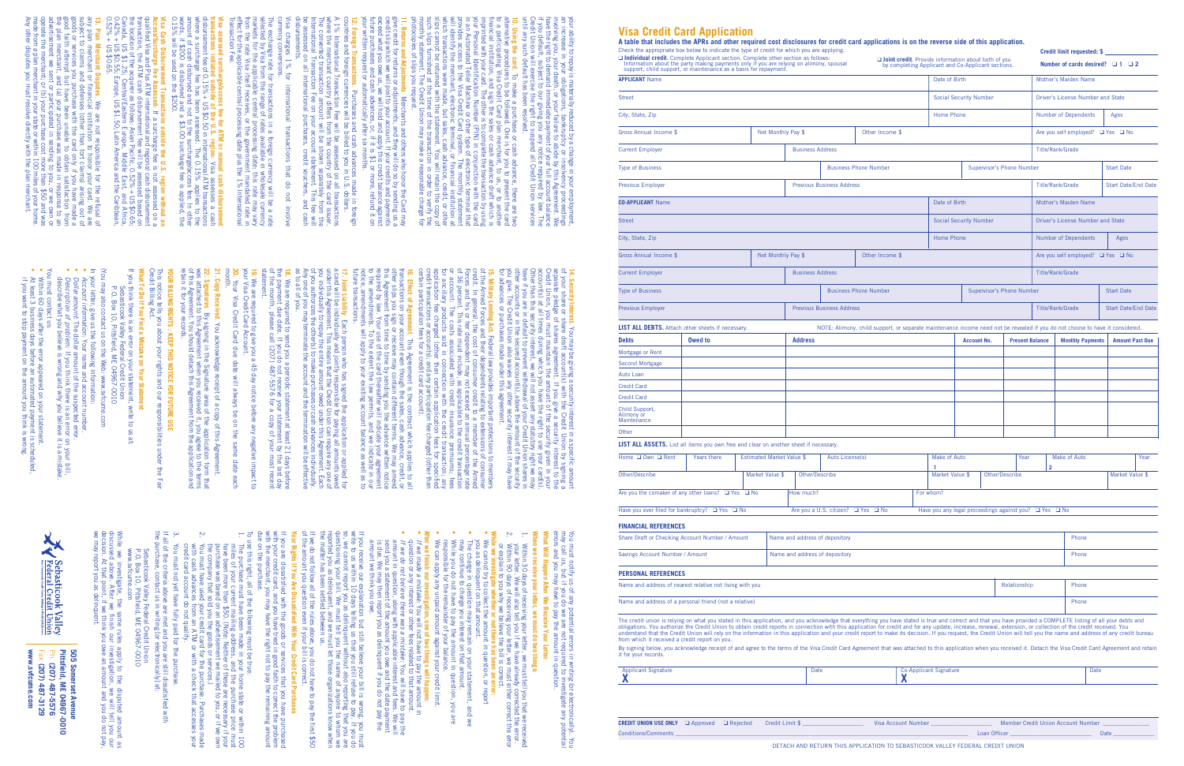# Visa Credit Card Application

**A table that includes the APRs and other required cost disclosures for credit card applications is on the reverse side of this application.**

Check the appropriate box below to indicate the type of credit for which you are applying.

❑ **Individual credit.** Complete Applicant section. Complete other section as follows: Information about the party making payments only if you are relying on alimony, spousal support, child support, or maintenance as a basis for repayment.

❑ **Joint credit.** Provide information about both of you by completing Applicant and Co-Applicant sections.

**Credit limit requested:** $ ______

**Number of cards desired?** ❑ 1 ❑ 2

| | | | | | | |
|---|---|---|---|---|---|---|
| **APPLICANT** Name | | | Date of Birth | | Mother's Maiden Name | |
| Street | | | Social Security Number | | Driver's License Number and State | |
| City, State, Zip | | | Home Phone | | Number of Dependents | Ages |
| Gross Annual Income $ | Net Monthly Pay $ | Other Income $ | | | Are you self employed? ❑ Yes ❑ No | |
| Current Employer | Business Address | | | | Title/Rank/Grade | |
| Type of Business | | Business Phone Number | Supervisor's Phone Number | | | Start Date |
| Previous Employer | Previous Business Address | | | | Title/Rank/Grade | Start Date/End Date |
| **CO-APPLICANT** Name | | | Date of Birth | | Mother's Maiden Name | |
| Street | | | Social Security Number | | Driver's License Number and State | |
| City, State, Zip | | | Home Phone | | Number of Dependents | Ages |
| Gross Annual Income $ | Net Monthly Pay $ | Other Income $ | | | Are you self employed? ❑ Yes ❑ No | |
| Current Employer | Business Address | | | | Title/Rank/Grade | |
| Type of Business | | Business Phone Number | Supervisor's Phone Number | | | Start Date |
| Previous Employer | Previous Business Address | | | | Title/Rank/Grade | Start Date/End Date |

**LIST ALL DEBTS.** Attach other sheets if necessary. NOTE: Alimony, child support, or separate maintenance income need not be revealed if you do not choose to have it considered.

| Debts | Owed to | Address | Account No. | Present Balance | Monthly Payments | Amount Past Due |
|---|---|---|---|---|---|---|
| Mortgage or Rent | | | | | | |
| Second Mortgage | | | | | | |
| Auto Loan | | | | | | |
| Credit Card | | | | | | |
| Credit Card | | | | | | |
| Child Support, Alimony or Maintenance | | | | | | |
| Other | | | | | | |

**LIST ALL ASSETS.** List all items you own free and clear on another sheet if necessary.

| | | | | | | | | |
|---|---|---|---|---|---|---|---|---|
| Home ❑ Own ❑ Rent | Years there | Estimated Market Value $ | Auto License(s) | Make of Auto 1 | Year | Make of Auto 2 | | Year |
| Other/Describe | | Market Value $ | Other/Describe | Market Value $ | Other/Describe | | | Market Value $ |
| Are you the comaker of any other loans? ❑ Yes ❑ No | | How much? | | For whom? | | | | |
| Have you ever filed for bankruptcy? ❑ Yes ❑ No | | Are you a U.S. citizen? ❑ Yes ❑ No | | Have you any legal proceedings against you? ❑ Yes ❑ No | | | | |

**FINANCIAL REFERENCES**

| | | |
|---|---|---|
| Share Draft or Checking Account Number / Amount | Name and address of depository | Phone |
| Savings Account Number / Amount | Name and address of depository | Phone |

**PERSONAL REFERENCES**

| | | |
|---|---|---|
| Name and address of nearest relative not living with you | Relationship | Phone |
| Name and address of a personal friend (not a relative) | | Phone |

The credit union is relying on what you stated in this application, and you acknowledge that everything you have stated is true and correct and that you have provided a COMPLETE listing of all your debts and obligations. You authorize the Credit Union to obtain credit reports in connection with this application for credit and for any update, increase, renewal, extension, or collection of the credit received. You understand that the Credit Union will rely on the information in this application and your credit report to make its decision. If you request, the Credit Union will tell you the name and address of any credit bureau from which it received a credit report on you.

By signing below, you acknowledge receipt of and agree to the terms of the Visa Credit Card Agreement that was attached to this application when you received it. Detach the Visa Credit Card Agreement and retain it for your records.

| | | | |
|---|---|---|---|
| Applicant Signature **X** | Date | Co-Applicant Signature **X** | Date |

**CREDIT UNION USE ONLY** ❑ Approved ❑ Rejected Credit Limit $ ______ Visa Account Number ______ Member Credit Union Account Number ______

Conditions/Comments ______ Loan Officer ______ Date ______

DETACH AND RETURN THIS APPLICATION TO SEBASTICOOK VALLEY FEDERAL CREDIT UNION

---

your ability to repay is materially reduced by a change in your employment, an increase in your obligations, bankruptcy or insolvency proceedings involving you, your death, or your failure to abide by this Agreement. We have the right to demand immediate payment of your full account balance if you default. If we demand immediate payment, you will continue to pay interest at the rate provided in this Agreement until what you owe has been paid, and any shares that were given as security for your account may be applied towards what you owe. The Credit Union also has the right to suspend all Credit Union services until any such default has been resolved.

**10. Using the card.** To make a purchase or cash advance, there are two alternative procedures to be followed. One is for you to present the card to a participating Visa Credit Card plan merchant, to us, or to another financial institution, and sign the sales or cash advance draft which will be imprinted with your card. The other is to complete the transaction by using your Personal Identification Number (PIN) in conjunction with the card in an Automated Teller Machine or other type of electronic terminal that provides access to the Visa Credit Card system. The monthly statement will identify the merchant, electronic terminal, or financial institution at which transactions were made, but sales, cash advance, credit, or other slips cannot be returned with the statement. You will retain the copy of such slips furnished at the time of the transaction in order to verify the monthly statement. The Credit Union may make a reasonable charge for photocopies of slips you request.

**11. Returns and Adjustments.** Merchants and others who honor the Card may give credit for returns or adjustments, and they will do so by sending us a credit slip which we will post to your account. If your credits and payments exceed what you owe us, we will hold and apply this credit balance against future purchases and cash advances, or if it is $1 or more refund it on your written request or automatically after six (6) months.

**12. Foreign Transactions.** Purchases and cash advances made in foreign countries and foreign currencies will be billed to you in U.S. dollars.

A 1% International Transaction Fee will be assessed on all transactions where the merchant country differs from the country of the card issuer. The conversion rate in dollars will be a rate selected by Visa from the range of rates available in wholesale currency markets for the applicable central processing date, which rate may vary from the rate Visa itself receives, or the government-mandated rate in effect for the applicable central processing date plus the 1% International Transaction Fee. The International Transaction Fee will be assessed on all international purchases, credit vouchers, and cash disbursements. Visa charges 1% for international transactions that do not involve currency conversion.

The exchange rate for transactions in a foreign currency will be a rate selected by Visa from a range of rates available in wholesale currency markets for the applicable central processing date, which rate may vary from the rate Visa itself receives, or the government-mandated rate in effect for the applicable central processing date plus the 1% International Transaction Fee.

**Visa Cash Disbursement Transaction Fee for ATM or manual cash disbursement transactions initiated outside of the U.S. region.** Visa assesses a cash disbursement fee of 0.15% + US $0.50 in international ATM transactions where the cardholder is charged a fee. A surcharge fee will also be assessed on qualified Visa and Plus ATM international and regional cash disbursement transaction, the ATM cash disbursement fee will be assessed based on the amount of cash disbursed and not the surcharge/access fee. In other words, if $200 is disbursed and a $3.00 surcharge fee is applied, the 0.15% will be used on the $200.

**Visa Cash Disbursement Transaction Fee.** These fees will be assessed by region as follows: Canada, US $0.55, Central/Eastern Europe, Middle East and Africa, 0.42% + US $0.55, Europe, US $1.50, Latin America and the Caribbean, 0.52% + US $0.65.

**13. Merchant Disputes.** We are not responsible for the refusal of any plan merchant or financial institution to honor your card. We are subject to claims and defenses (other than tort claims) arising out of goods or services you purchase with the card only if you have made a good faith attempt but have been unable to obtain satisfaction from the plan merchant, and (a) your purchase was made in response to an advertisement we sent or participated in sending to you; or we own or operate the merchant; or (b) your purchase cost more than $50 and was made from a plan merchant in your state or within 100 miles of your home. Any other disputes you must resolve directly with the plan merchant.

**14. Security Interest.** You may be giving a security interest in a specific amount of your shares or share draft account(s) with the Credit Union. If you give a security interest to the Credit Union by signing a separate pledge of shares agreement, you must maintain the amount of the security given in your account(s) at all times. Other than this security interest, we will not assert any statutory right we may have if you are in default to prevent withdrawal of your Credit Union shares in other accounts or to apply such shares to the amount you owe. The Credit Union also waives any other security interest it may have for advances or purchases made under this agreement.

**15. Military Lending Act.** Federal law provides important protections to members of the Armed Forces and their dependents relating to extensions of consumer credit. In general, the cost of consumer credit to a member of the Armed Forces and his or her dependent may not exceed an annual percentage rate of 36 percent. This rate must include, as applicable to the credit transaction or account: the costs associated with credit insurance premiums; fees for ancillary products sold in connection with the credit transaction; any application fee charged (other than certain application fees for specified credit transactions or accounts); and any participation fee charged (other than certain participation fees for a credit card account).

**16. Effect of Agreement.** This Agreement is the contract which applies to all transactions on your account even though the sales, cash advance, credit, or other slips you sign or receive may contain different terms. We may amend this Agreement from time to time by sending you the advance written notice required by law. Your use of the card thereafter will indicate your agreement to the amendments. To the extent the law permits, and we indicate in our notice, amendments will apply to your existing account balance as well as to future transactions.

**17. Joint Liability.** Each person who has signed the application or applied for a card will be individually and jointly responsible for paying all amounts owed under this Agreement. This means that the Credit Union can require any one of you individually to repay the entire amount owed under this Agreement. Each of you authorizes the other(s) to make purchases or cash advances individually. Any one of you may terminate the account and the termination will be effective as to all of you.

**18.** We are required to send you a periodic statement at least 21 days before the payment due date. If you do not receive your statement by the last day of the month, please call (207) 487-5576 for a copy of your most recent statement.

**19.** We are required to give you a 45-day notice before any negative impact to your Visa Credit Card Account.

**20.** Your Visa Credit Card due date will always be on the same date each month.

**21. Copy Received.** You acknowledge receipt of a copy of this Agreement.

**22. Signatures.** By signing in the Signature area of the application form that was attached to this Agreement when you received it, you agree to the terms of this Agreement. You should detach this Agreement from the application and retain it for your records.

## YOUR BILLING RIGHTS - KEEP THIS NOTICE FOR FUTURE USE

This notice tells you about your rights and our responsibilities under the Fair Credit Billing Act.

### What to Do If You Find a Mistake on Your Statement

If you think there is an error on your statement, write to us at:

Sebasticook Valley Federal Credit Union
P.O. Box 10, Pittsfield, ME 04967-0010

(You may also contact us on the Web: www.svfcume.com)

In your letter, give us the following information:

- *Account information:* Your name and account number.
- *Dollar amount:* The dollar amount of the suspected error.
- *Description of problem:* If you think there is an error on your bill, describe what you believe is wrong and why you believe it is a mistake.

You must contact us:

- Within 60 days after the error appeared on your statement.
- At least 3 business days before an automated payment is scheduled, if you want to stop payment on the amount you think is wrong.

You must notify us of any potential errors in writing (or electronically). You may call us, but if you do we are not required to investigate any potential errors and you may have to pay the amount in question.

### What Will Happen After We Receive Your Letter

**When we receive your letter, we must do two things:**

1. Within 30 days of receiving your letter, we must tell you that we received your letter. We will also tell you if we have already corrected the error.
2. Within 90 days of receiving your letter, we must either correct the error or explain to you why we believe the bill is correct.

**While we investigate whether or not there has been an error:**

- We cannot try to collect the amount in question, or report you as delinquent on that amount.
- The charge in question may remain on your statement, and we may continue to charge you interest on that amount.
- While you do not have to pay the amount in question, you are responsible for the remainder of your balance.
- We can apply any unpaid amount against your credit limit.

**After we finish our investigation, one of two things will happen:**

- *If we made a mistake:* You will not have to pay the amount in question or any interest or other fees related to that amount.
- *If we do not believe there was a mistake:* You will have to pay the amount in question, along with applicable interest and fees. We will send you a statement of the amount you owe and the date payment is due. We may then report you as delinquent if you do not pay the amount we think you owe.

If you receive our explanation but still believe your bill is wrong, you must write to us within 10 days telling us that you still refuse to pay. If you do so, we cannot report you as delinquent without also reporting that you are questioning your bill. We must tell you the name of anyone to whom we reported you as delinquent, and we must let those organizations know when the matter has been settled between us.

If we do not follow all of the rules above, you do not have to pay the first $50 of the amount you question even if your bill is correct.

### Your Rights If You Are Dissatisfied With Your Credit Card Purchases

If you are dissatisfied with the goods or services that you have purchased with your credit card, and you have tried in good faith to correct the problem with the merchant, you may have the right not to pay the remaining amount due on the purchase.

To use this right, all of the following must be true:

1. The purchase must have been made in your home state or within 100 miles of your current mailing address, and the purchase price must have been more than $50. (Note: Neither of these are necessary if your purchase was based on an advertisement we mailed to you, or if we own the company that sold you the goods or services.)
2. You must have used your credit card for the purchase. Purchases made with cash advances from an ATM or with a check that accesses your credit card account do not qualify.
3. You must not yet have fully paid for the purchase.

If all of the criteria above are met and you are still dissatisfied with the purchase, contact us in writing (or electronically) at:

Sebasticook Valley Federal Credit Union
P.O. Box 10, Pittsfield, ME 04967-0010
www.svfcume.com

While we investigate, the same rules apply to the disputed amount as discussed above. After we finish our investigation, we will tell you our decision. At that point, if we think you owe an amount and you do not pay, we may report you as delinquent.

**Sebasticook Valley Federal Credit Union**

**505 Somerset Avenue**
**Pittsfield, ME 04967-0010**
Ph: **(207) 487-5576**
Fax: **(207) 487-3129**
**www.svfcume.com**